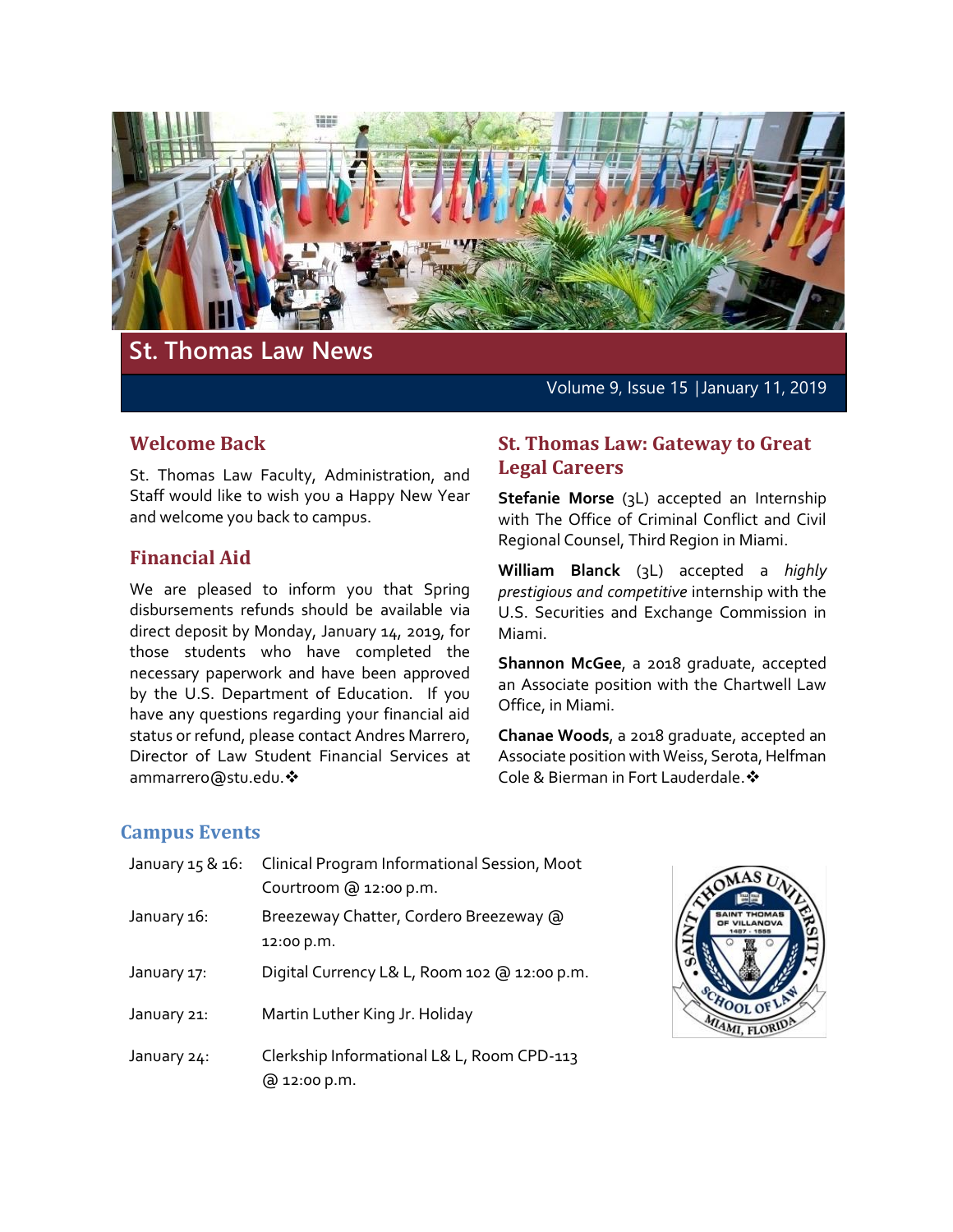# St. Thomas Law News

Volume 9, Issue 15 | January 11, 2019

## Welcome Back

St. Thomas Law Faculty, Administration, and Staff would like to wish you a Happy New Year and welcome you back to campus.

## Financial Aid

We are pleased to inform you that Spring disbursements refunds should be available via direct deposit by Monday, January 14, 2019, for those students who have completed the necessary paperwork and have been approved by the U.S. Department of Education. If you have any questions regarding your financial aid status or refund, please contact Andres Marrero, Director of Law Student Financial Services at ammarrero@stu.edu.❖

## St. Thomas Law: Gateway to Great Legal Careers

**Stefanie Morse** (3L) accepted an Internship with The Office of Criminal Conflict and Civil Regional Counsel, Third Region in Miami.

**William Blanck** (3L) accepted a *highly prestigious and competitive* internship with the U.S. Securities and Exchange Commission in Miami.

**Shannon McGee**, a 2018 graduate, accepted an Associate position with the Chartwell Law Office, in Miami.

**Chanae Woods**, a 2018 graduate, accepted an Associate position with Weiss, Serota, Helfman Cole & Bierman in Fort Lauderdale.❖

## Campus Events

| Date | Event |
|---|---|
| January 15 & 16: | Clinical Program Informational Session, Moot Courtroom @ 12:00 p.m. |
| January 16: | Breezeway Chatter, Cordero Breezeway @ 12:00 p.m. |
| January 17: | Digital Currency L& L, Room 102 @ 12:00 p.m. |
| January 21: | Martin Luther King Jr. Holiday |
| January 24: | Clerkship Informational L& L, Room CPD-113 @ 12:00 p.m. |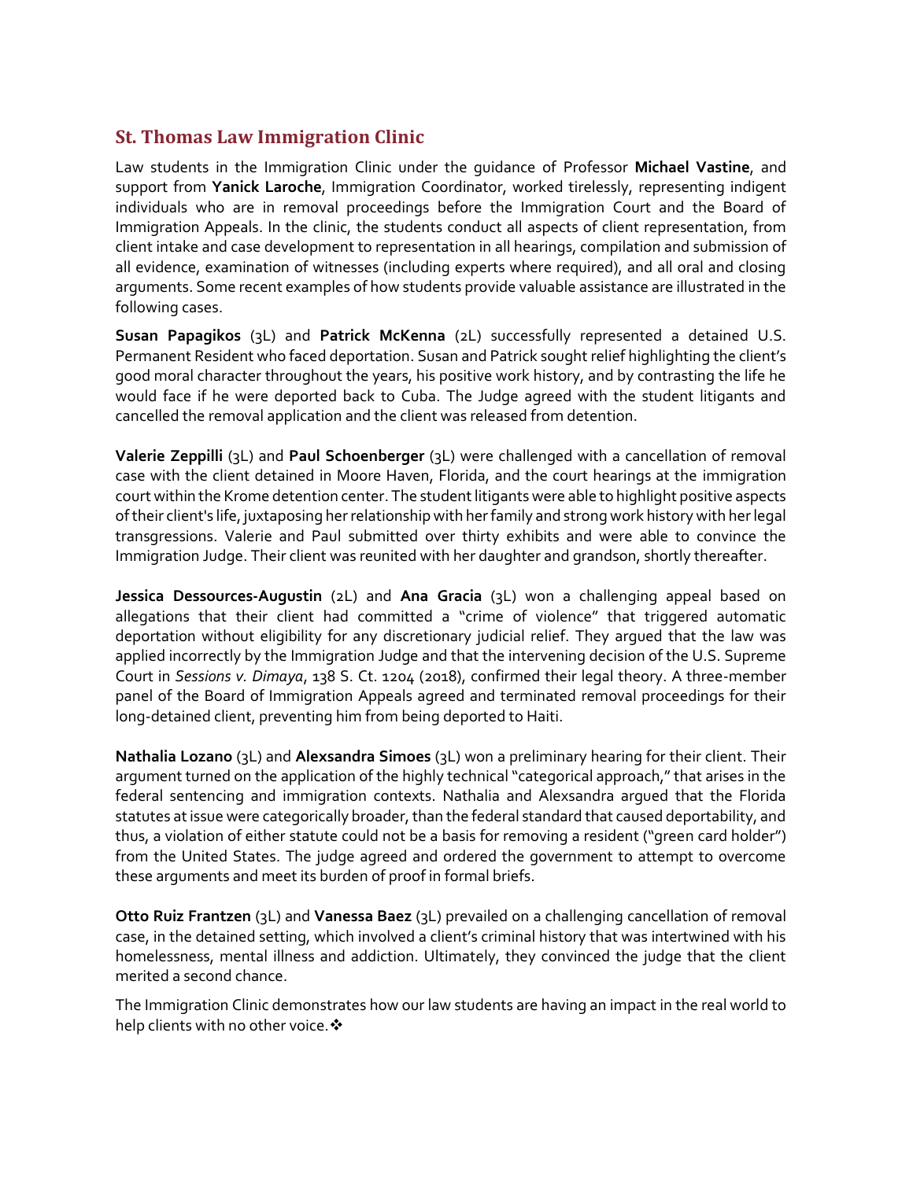## St. Thomas Law Immigration Clinic

Law students in the Immigration Clinic under the guidance of Professor **Michael Vastine**, and support from **Yanick Laroche**, Immigration Coordinator, worked tirelessly, representing indigent individuals who are in removal proceedings before the Immigration Court and the Board of Immigration Appeals. In the clinic, the students conduct all aspects of client representation, from client intake and case development to representation in all hearings, compilation and submission of all evidence, examination of witnesses (including experts where required), and all oral and closing arguments. Some recent examples of how students provide valuable assistance are illustrated in the following cases.

**Susan Papagikos** (3L) and **Patrick McKenna** (2L) successfully represented a detained U.S. Permanent Resident who faced deportation. Susan and Patrick sought relief highlighting the client's good moral character throughout the years, his positive work history, and by contrasting the life he would face if he were deported back to Cuba. The Judge agreed with the student litigants and cancelled the removal application and the client was released from detention.

**Valerie Zeppilli** (3L) and **Paul Schoenberger** (3L) were challenged with a cancellation of removal case with the client detained in Moore Haven, Florida, and the court hearings at the immigration court within the Krome detention center. The student litigants were able to highlight positive aspects of their client's life, juxtaposing her relationship with her family and strong work history with her legal transgressions. Valerie and Paul submitted over thirty exhibits and were able to convince the Immigration Judge. Their client was reunited with her daughter and grandson, shortly thereafter.

**Jessica Dessources-Augustin** (2L) and **Ana Gracia** (3L) won a challenging appeal based on allegations that their client had committed a "crime of violence" that triggered automatic deportation without eligibility for any discretionary judicial relief. They argued that the law was applied incorrectly by the Immigration Judge and that the intervening decision of the U.S. Supreme Court in *Sessions v. Dimaya*, 138 S. Ct. 1204 (2018), confirmed their legal theory. A three-member panel of the Board of Immigration Appeals agreed and terminated removal proceedings for their long-detained client, preventing him from being deported to Haiti.

**Nathalia Lozano** (3L) and **Alexsandra Simoes** (3L) won a preliminary hearing for their client. Their argument turned on the application of the highly technical "categorical approach," that arises in the federal sentencing and immigration contexts. Nathalia and Alexsandra argued that the Florida statutes at issue were categorically broader, than the federal standard that caused deportability, and thus, a violation of either statute could not be a basis for removing a resident ("green card holder") from the United States. The judge agreed and ordered the government to attempt to overcome these arguments and meet its burden of proof in formal briefs.

**Otto Ruiz Frantzen** (3L) and **Vanessa Baez** (3L) prevailed on a challenging cancellation of removal case, in the detained setting, which involved a client's criminal history that was intertwined with his homelessness, mental illness and addiction. Ultimately, they convinced the judge that the client merited a second chance.

The Immigration Clinic demonstrates how our law students are having an impact in the real world to help clients with no other voice.❖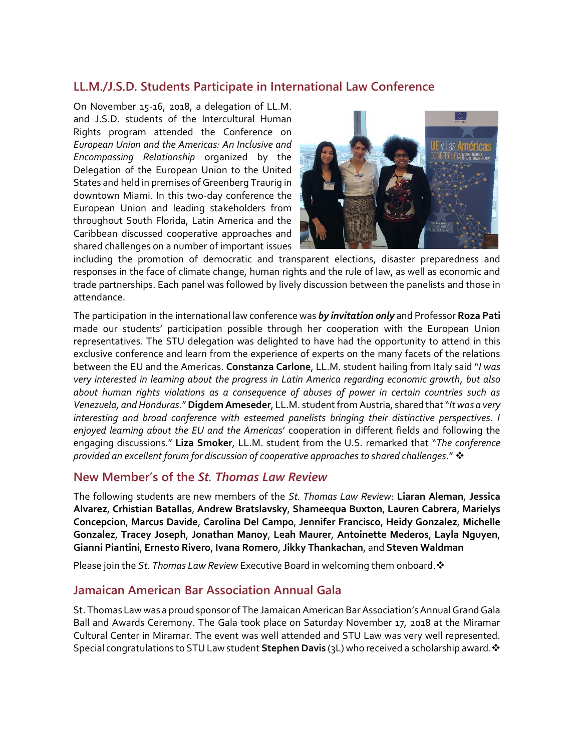## LL.M./J.S.D. Students Participate in International Law Conference

On November 15-16, 2018, a delegation of LL.M. and J.S.D. students of the Intercultural Human Rights program attended the Conference on *European Union and the Americas: An Inclusive and Encompassing Relationship* organized by the Delegation of the European Union to the United States and held in premises of Greenberg Traurig in downtown Miami. In this two-day conference the European Union and leading stakeholders from throughout South Florida, Latin America and the Caribbean discussed cooperative approaches and shared challenges on a number of important issues including the promotion of democratic and transparent elections, disaster preparedness and responses in the face of climate change, human rights and the rule of law, as well as economic and trade partnerships. Each panel was followed by lively discussion between the panelists and those in attendance.

The participation in the international law conference was ***by invitation only*** and Professor **Roza Pati** made our students' participation possible through her cooperation with the European Union representatives. The STU delegation was delighted to have had the opportunity to attend in this exclusive conference and learn from the experience of experts on the many facets of the relations between the EU and the Americas. **Constanza Carlone**, LL.M. student hailing from Italy said "*I was very interested in learning about the progress in Latin America regarding economic growth, but also about human rights violations as a consequence of abuses of power in certain countries such as Venezuela, and Honduras*." **Digdem Ameseder**, LL.M. student from Austria, shared that "*It was a very interesting and broad conference with esteemed panelists bringing their distinctive perspectives. I enjoyed learning about the EU and the Americas*' cooperation in different fields and following the engaging discussions." **Liza Smoker**, LL.M. student from the U.S. remarked that "*The conference provided an excellent forum for discussion of cooperative approaches to shared challenges*." ❖

## New Member's of the *St. Thomas Law Review*

The following students are new members of the *St. Thomas Law Review*: **Liaran Aleman**, **Jessica Alvarez**, **Crhistian Batallas**, **Andrew Bratslavsky**, **Shameequa Buxton**, **Lauren Cabrera**, **Marielys Concepcion**, **Marcus Davide**, **Carolina Del Campo**, **Jennifer Francisco**, **Heidy Gonzalez**, **Michelle Gonzalez**, **Tracey Joseph**, **Jonathan Manoy**, **Leah Maurer**, **Antoinette Mederos**, **Layla Nguyen**, **Gianni Piantini**, **Ernesto Rivero**, **Ivana Romero**, **Jikky Thankachan**, and **Steven Waldman**

Please join the *St. Thomas Law Review* Executive Board in welcoming them onboard.❖

## Jamaican American Bar Association Annual Gala

St. Thomas Law was a proud sponsor of The Jamaican American Bar Association's Annual Grand Gala Ball and Awards Ceremony. The Gala took place on Saturday November 17, 2018 at the Miramar Cultural Center in Miramar. The event was well attended and STU Law was very well represented. Special congratulations to STU Law student **Stephen Davis** (3L) who received a scholarship award.❖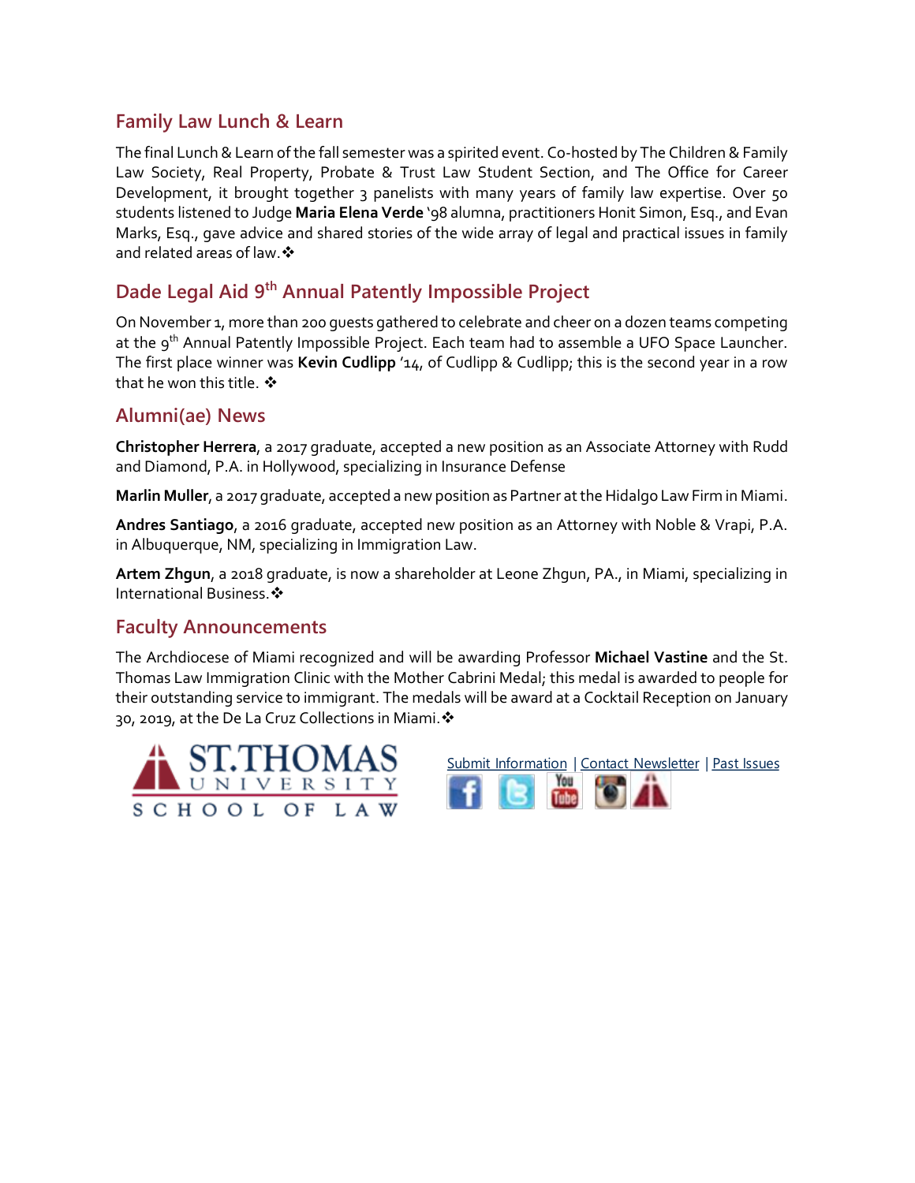## Family Law Lunch & Learn

The final Lunch & Learn of the fall semester was a spirited event. Co-hosted by The Children & Family Law Society, Real Property, Probate & Trust Law Student Section, and The Office for Career Development, it brought together 3 panelists with many years of family law expertise. Over 50 students listened to Judge **Maria Elena Verde** '98 alumna, practitioners Honit Simon, Esq., and Evan Marks, Esq., gave advice and shared stories of the wide array of legal and practical issues in family and related areas of law.❖

## Dade Legal Aid 9th Annual Patently Impossible Project

On November 1, more than 200 guests gathered to celebrate and cheer on a dozen teams competing at the 9th Annual Patently Impossible Project. Each team had to assemble a UFO Space Launcher. The first place winner was **Kevin Cudlipp** '14, of Cudlipp & Cudlipp; this is the second year in a row that he won this title. ❖

## Alumni(ae) News

**Christopher Herrera**, a 2017 graduate, accepted a new position as an Associate Attorney with Rudd and Diamond, P.A. in Hollywood, specializing in Insurance Defense

**Marlin Muller**, a 2017 graduate, accepted a new position as Partner at the Hidalgo Law Firm in Miami.

**Andres Santiago**, a 2016 graduate, accepted new position as an Attorney with Noble & Vrapi, P.A. in Albuquerque, NM, specializing in Immigration Law.

**Artem Zhgun**, a 2018 graduate, is now a shareholder at Leone Zhgun, PA., in Miami, specializing in International Business.❖

## Faculty Announcements

The Archdiocese of Miami recognized and will be awarding Professor **Michael Vastine** and the St. Thomas Law Immigration Clinic with the Mother Cabrini Medal; this medal is awarded to people for their outstanding service to immigrant. The medals will be award at a Cocktail Reception on January 30, 2019, at the De La Cruz Collections in Miami.❖

ST.THOMAS UNIVERSITY SCHOOL OF LAW

Submit Information | Contact Newsletter | Past Issues